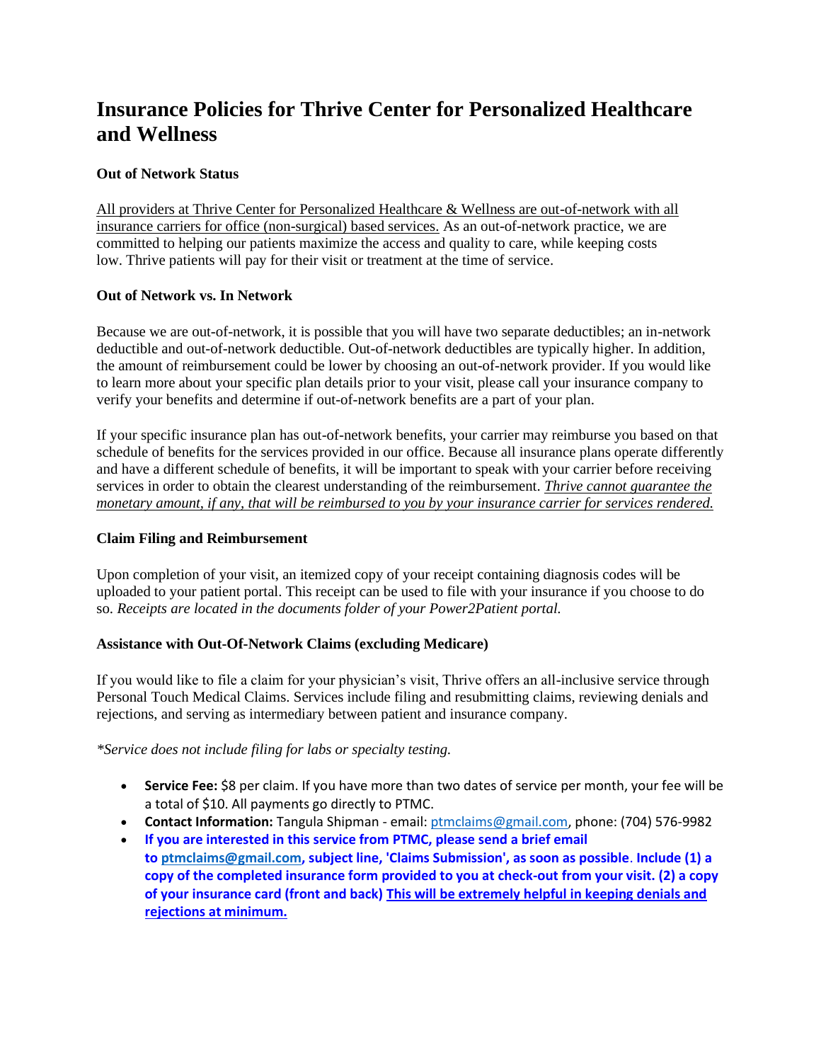# Insurance Policies for Thrive Center for Personalized Healthcare and Wellness

**Out of Network Status**

All providers at Thrive Center for Personalized Healthcare & Wellness are out-of-network with all insurance carriers for office (non-surgical) based services. As an out-of-network practice, we are committed to helping our patients maximize the access and quality to care, while keeping costs low. Thrive patients will pay for their visit or treatment at the time of service.

**Out of Network vs. In Network**

Because we are out-of-network, it is possible that you will have two separate deductibles; an in-network deductible and out-of-network deductible. Out-of-network deductibles are typically higher. In addition, the amount of reimbursement could be lower by choosing an out-of-network provider. If you would like to learn more about your specific plan details prior to your visit, please call your insurance company to verify your benefits and determine if out-of-network benefits are a part of your plan.

If your specific insurance plan has out-of-network benefits, your carrier may reimburse you based on that schedule of benefits for the services provided in our office. Because all insurance plans operate differently and have a different schedule of benefits, it will be important to speak with your carrier before receiving services in order to obtain the clearest understanding of the reimbursement. *Thrive cannot guarantee the monetary amount, if any, that will be reimbursed to you by your insurance carrier for services rendered.*

**Claim Filing and Reimbursement**

Upon completion of your visit, an itemized copy of your receipt containing diagnosis codes will be uploaded to your patient portal. This receipt can be used to file with your insurance if you choose to do so. *Receipts are located in the documents folder of your Power2Patient portal.*

**Assistance with Out-Of-Network Claims (excluding Medicare)**

If you would like to file a claim for your physician's visit, Thrive offers an all-inclusive service through Personal Touch Medical Claims. Services include filing and resubmitting claims, reviewing denials and rejections, and serving as intermediary between patient and insurance company.

*\*Service does not include filing for labs or specialty testing.*

- **Service Fee:** $8 per claim. If you have more than two dates of service per month, your fee will be a total of $10. All payments go directly to PTMC.
- **Contact Information:** Tangula Shipman - email: ptmclaims@gmail.com, phone: (704) 576-9982
- **If you are interested in this service from PTMC, please send a brief email to ptmclaims@gmail.com, subject line, 'Claims Submission', as soon as possible. Include (1) a copy of the completed insurance form provided to you at check-out from your visit. (2) a copy of your insurance card (front and back) This will be extremely helpful in keeping denials and rejections at minimum.**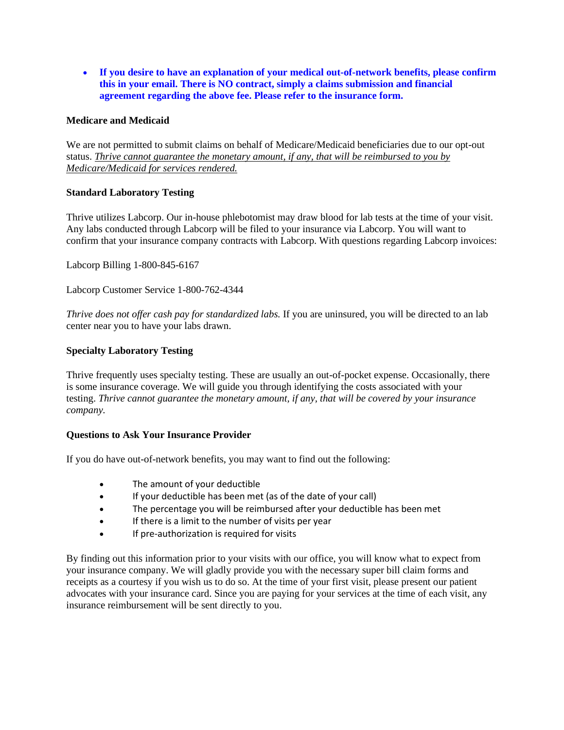- **If you desire to have an explanation of your medical out-of-network benefits, please confirm this in your email. There is NO contract, simply a claims submission and financial agreement regarding the above fee. Please refer to the insurance form.**

**Medicare and Medicaid**

We are not permitted to submit claims on behalf of Medicare/Medicaid beneficiaries due to our opt-out status. *Thrive cannot guarantee the monetary amount, if any, that will be reimbursed to you by Medicare/Medicaid for services rendered.*

**Standard Laboratory Testing**

Thrive utilizes Labcorp. Our in-house phlebotomist may draw blood for lab tests at the time of your visit. Any labs conducted through Labcorp will be filed to your insurance via Labcorp. You will want to confirm that your insurance company contracts with Labcorp. With questions regarding Labcorp invoices:

Labcorp Billing 1-800-845-6167

Labcorp Customer Service 1-800-762-4344

*Thrive does not offer cash pay for standardized labs.* If you are uninsured, you will be directed to an lab center near you to have your labs drawn.

**Specialty Laboratory Testing**

Thrive frequently uses specialty testing. These are usually an out-of-pocket expense. Occasionally, there is some insurance coverage. We will guide you through identifying the costs associated with your testing. *Thrive cannot guarantee the monetary amount, if any, that will be covered by your insurance company.*

**Questions to Ask Your Insurance Provider**

If you do have out-of-network benefits, you may want to find out the following:

- The amount of your deductible
- If your deductible has been met (as of the date of your call)
- The percentage you will be reimbursed after your deductible has been met
- If there is a limit to the number of visits per year
- If pre-authorization is required for visits

By finding out this information prior to your visits with our office, you will know what to expect from your insurance company. We will gladly provide you with the necessary super bill claim forms and receipts as a courtesy if you wish us to do so. At the time of your first visit, please present our patient advocates with your insurance card. Since you are paying for your services at the time of each visit, any insurance reimbursement will be sent directly to you.